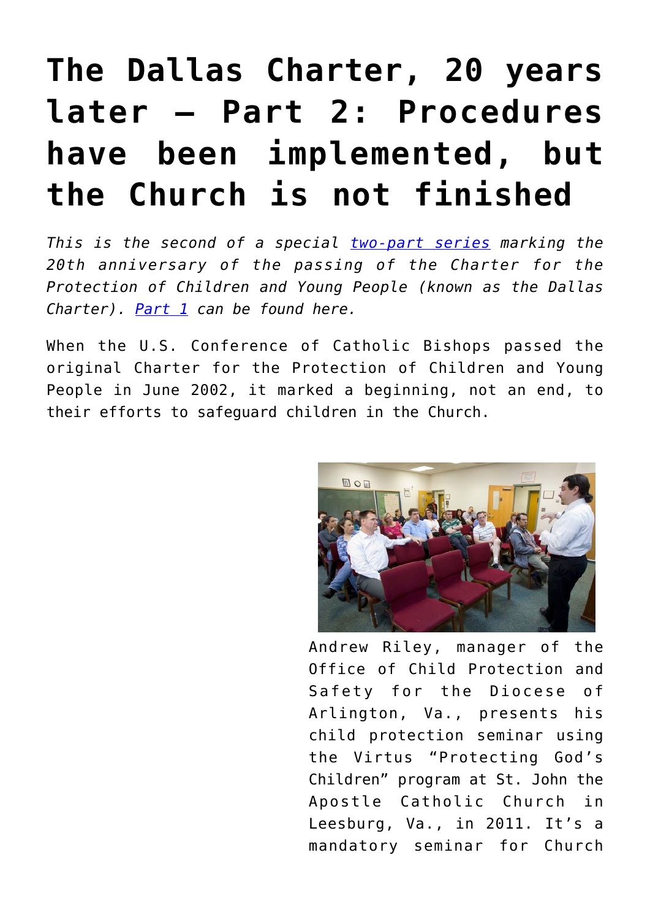# The Dallas Charter, 20 years later – Part 2: Procedures have been implemented, but the Church is not finished

*This is the second of a special [two-part series](#) marking the 20th anniversary of the passing of the Charter for the Protection of Children and Young People (known as the Dallas Charter). [Part 1](#) can be found here.*

When the U.S. Conference of Catholic Bishops passed the original Charter for the Protection of Children and Young People in June 2002, it marked a beginning, not an end, to their efforts to safeguard children in the Church.

Andrew Riley, manager of the Office of Child Protection and Safety for the Diocese of Arlington, Va., presents his child protection seminar using the Virtus "Protecting God's Children" program at St. John the Apostle Catholic Church in Leesburg, Va., in 2011. It's a mandatory seminar for Church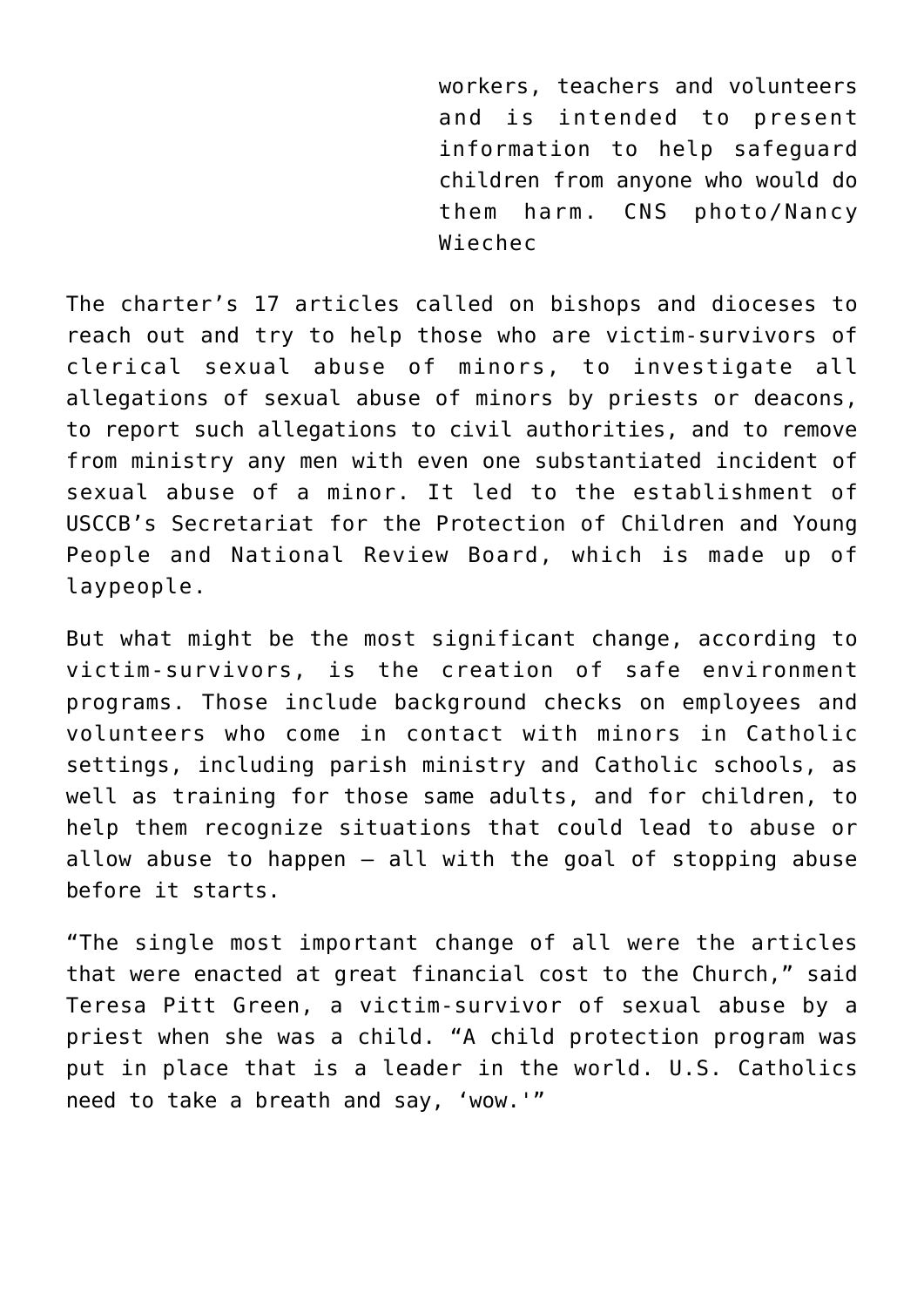workers, teachers and volunteers and is intended to present information to help safeguard children from anyone who would do them harm. CNS photo/Nancy Wiechec

The charter's 17 articles called on bishops and dioceses to reach out and try to help those who are victim-survivors of clerical sexual abuse of minors, to investigate all allegations of sexual abuse of minors by priests or deacons, to report such allegations to civil authorities, and to remove from ministry any men with even one substantiated incident of sexual abuse of a minor. It led to the establishment of USCCB's Secretariat for the Protection of Children and Young People and National Review Board, which is made up of laypeople.

But what might be the most significant change, according to victim-survivors, is the creation of safe environment programs. Those include background checks on employees and volunteers who come in contact with minors in Catholic settings, including parish ministry and Catholic schools, as well as training for those same adults, and for children, to help them recognize situations that could lead to abuse or allow abuse to happen — all with the goal of stopping abuse before it starts.

"The single most important change of all were the articles that were enacted at great financial cost to the Church," said Teresa Pitt Green, a victim-survivor of sexual abuse by a priest when she was a child. "A child protection program was put in place that is a leader in the world. U.S. Catholics need to take a breath and say, 'wow.'"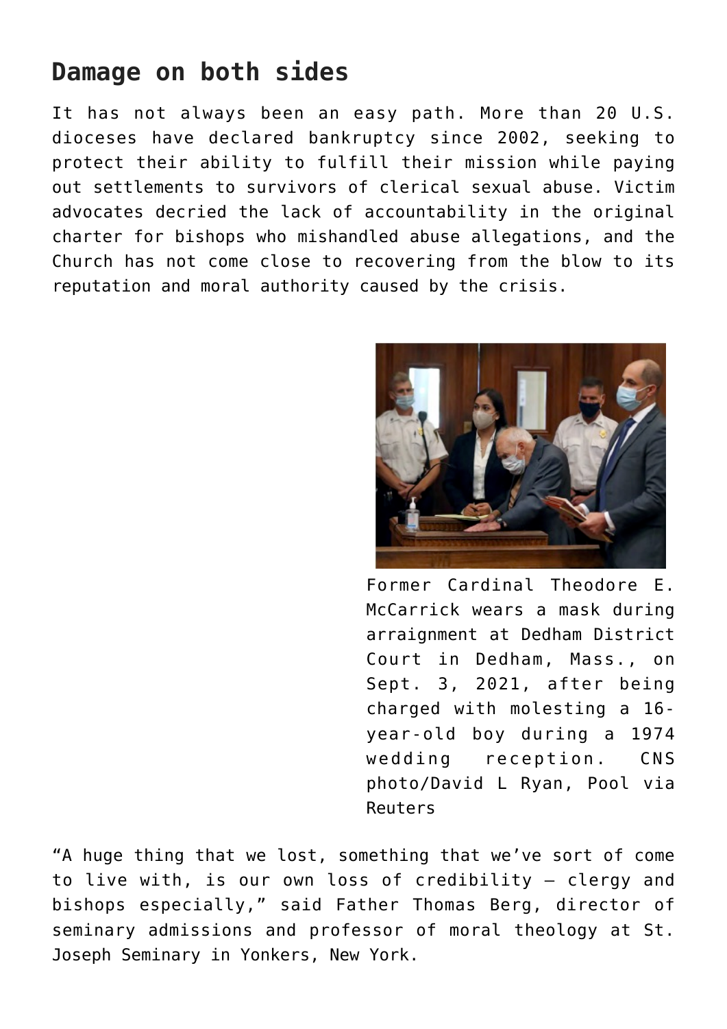## Damage on both sides

It has not always been an easy path. More than 20 U.S. dioceses have declared bankruptcy since 2002, seeking to protect their ability to fulfill their mission while paying out settlements to survivors of clerical sexual abuse. Victim advocates decried the lack of accountability in the original charter for bishops who mishandled abuse allegations, and the Church has not come close to recovering from the blow to its reputation and moral authority caused by the crisis.

Former Cardinal Theodore E. McCarrick wears a mask during arraignment at Dedham District Court in Dedham, Mass., on Sept. 3, 2021, after being charged with molesting a 16-year-old boy during a 1974 wedding reception. CNS photo/David L Ryan, Pool via Reuters

"A huge thing that we lost, something that we've sort of come to live with, is our own loss of credibility — clergy and bishops especially," said Father Thomas Berg, director of seminary admissions and professor of moral theology at St. Joseph Seminary in Yonkers, New York.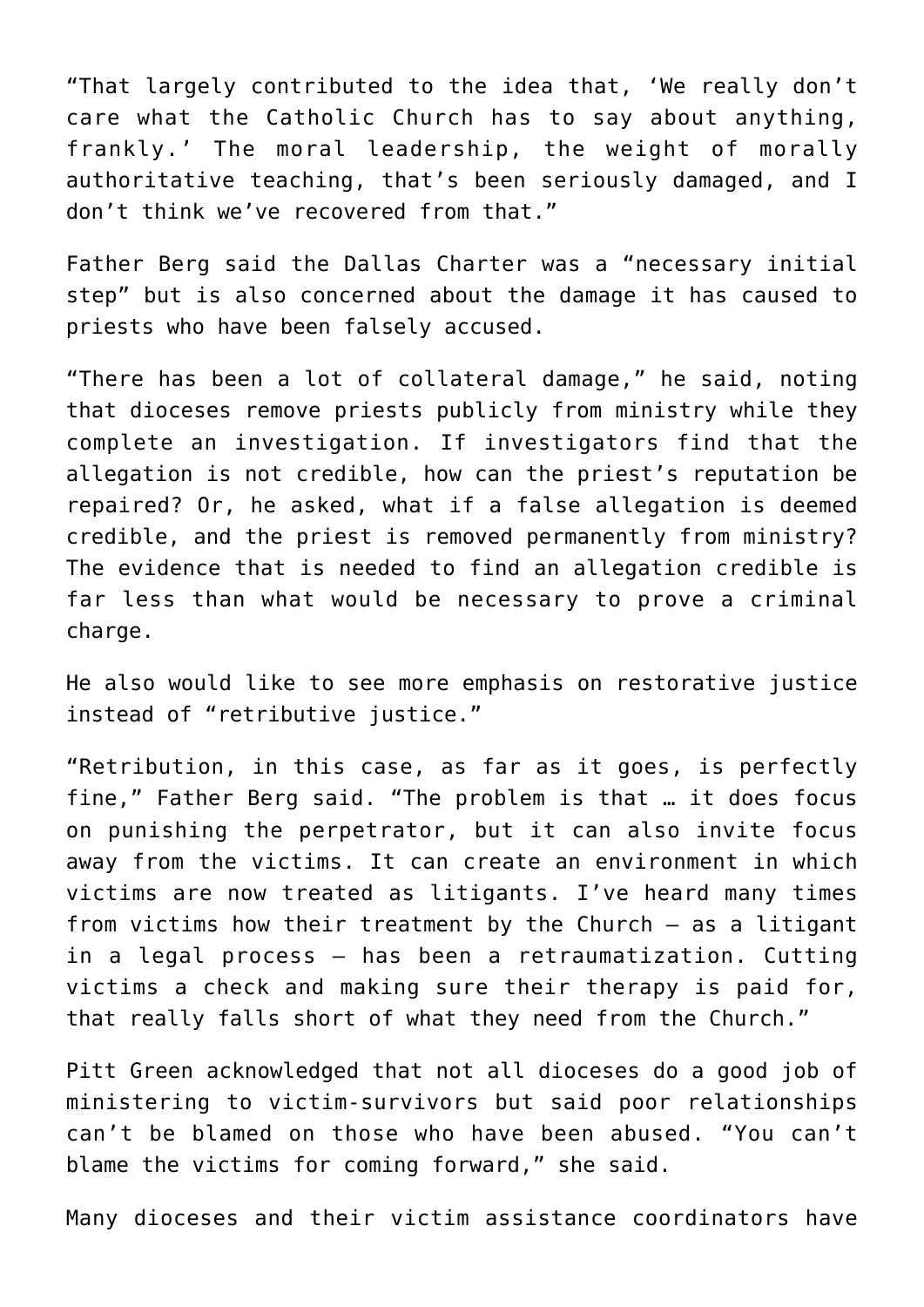"That largely contributed to the idea that, 'We really don't care what the Catholic Church has to say about anything, frankly.' The moral leadership, the weight of morally authoritative teaching, that's been seriously damaged, and I don't think we've recovered from that."

Father Berg said the Dallas Charter was a "necessary initial step" but is also concerned about the damage it has caused to priests who have been falsely accused.

"There has been a lot of collateral damage," he said, noting that dioceses remove priests publicly from ministry while they complete an investigation. If investigators find that the allegation is not credible, how can the priest's reputation be repaired? Or, he asked, what if a false allegation is deemed credible, and the priest is removed permanently from ministry? The evidence that is needed to find an allegation credible is far less than what would be necessary to prove a criminal charge.

He also would like to see more emphasis on restorative justice instead of "retributive justice."

"Retribution, in this case, as far as it goes, is perfectly fine," Father Berg said. "The problem is that … it does focus on punishing the perpetrator, but it can also invite focus away from the victims. It can create an environment in which victims are now treated as litigants. I've heard many times from victims how their treatment by the Church — as a litigant in a legal process — has been a retraumatization. Cutting victims a check and making sure their therapy is paid for, that really falls short of what they need from the Church."

Pitt Green acknowledged that not all dioceses do a good job of ministering to victim-survivors but said poor relationships can't be blamed on those who have been abused. "You can't blame the victims for coming forward," she said.

Many dioceses and their victim assistance coordinators have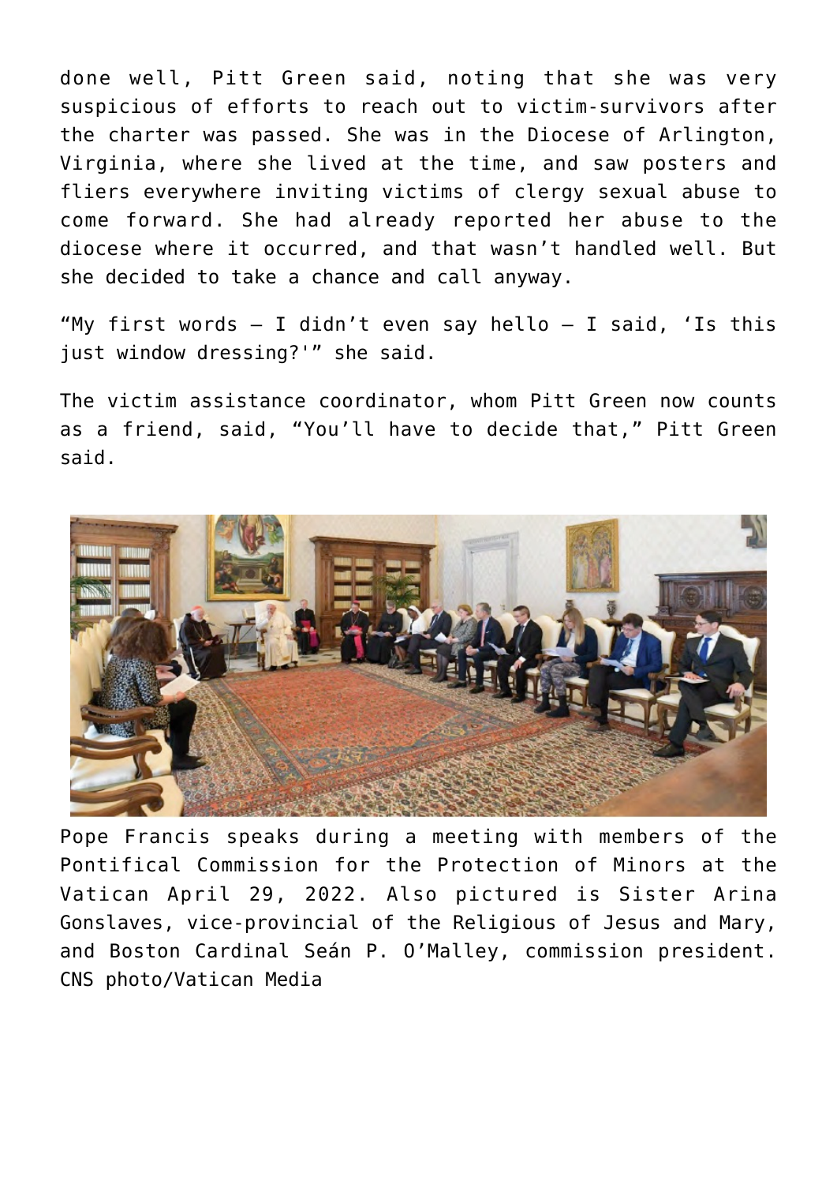done well, Pitt Green said, noting that she was very suspicious of efforts to reach out to victim-survivors after the charter was passed. She was in the Diocese of Arlington, Virginia, where she lived at the time, and saw posters and fliers everywhere inviting victims of clergy sexual abuse to come forward. She had already reported her abuse to the diocese where it occurred, and that wasn't handled well. But she decided to take a chance and call anyway.

"My first words — I didn't even say hello — I said, 'Is this just window dressing?'" she said.

The victim assistance coordinator, whom Pitt Green now counts as a friend, said, "You'll have to decide that," Pitt Green said.

Pope Francis speaks during a meeting with members of the Pontifical Commission for the Protection of Minors at the Vatican April 29, 2022. Also pictured is Sister Arina Gonslaves, vice-provincial of the Religious of Jesus and Mary, and Boston Cardinal Seán P. O'Malley, commission president. CNS photo/Vatican Media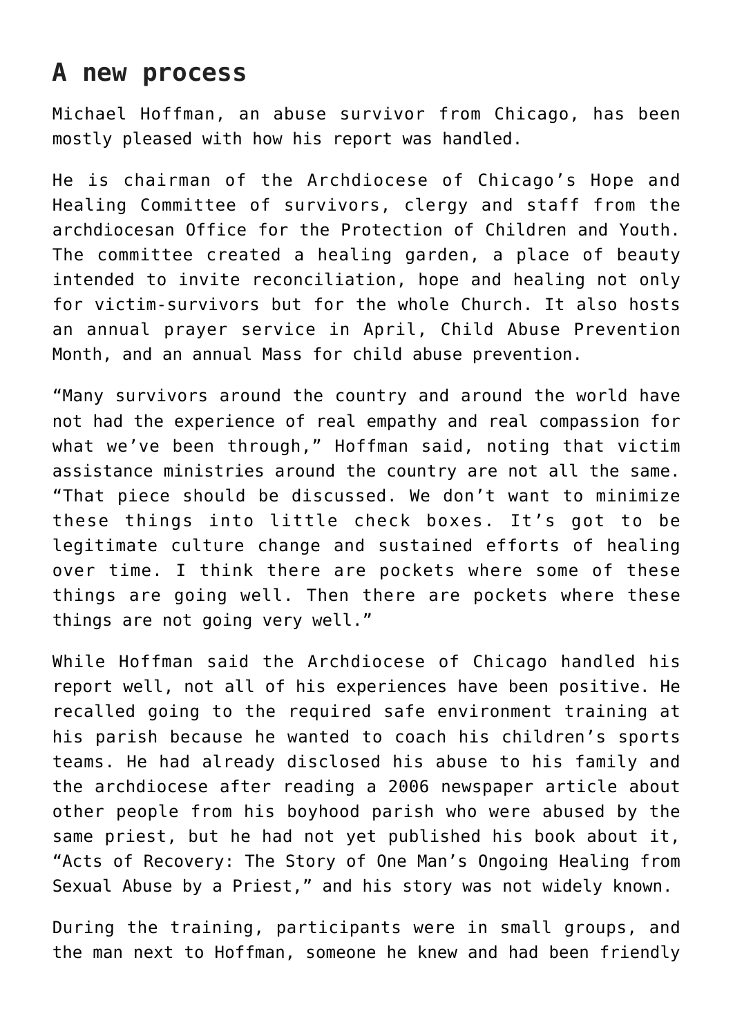## A new process

Michael Hoffman, an abuse survivor from Chicago, has been mostly pleased with how his report was handled.

He is chairman of the Archdiocese of Chicago's Hope and Healing Committee of survivors, clergy and staff from the archdiocesan Office for the Protection of Children and Youth. The committee created a healing garden, a place of beauty intended to invite reconciliation, hope and healing not only for victim-survivors but for the whole Church. It also hosts an annual prayer service in April, Child Abuse Prevention Month, and an annual Mass for child abuse prevention.

"Many survivors around the country and around the world have not had the experience of real empathy and real compassion for what we've been through," Hoffman said, noting that victim assistance ministries around the country are not all the same. "That piece should be discussed. We don't want to minimize these things into little check boxes. It's got to be legitimate culture change and sustained efforts of healing over time. I think there are pockets where some of these things are going well. Then there are pockets where these things are not going very well."

While Hoffman said the Archdiocese of Chicago handled his report well, not all of his experiences have been positive. He recalled going to the required safe environment training at his parish because he wanted to coach his children's sports teams. He had already disclosed his abuse to his family and the archdiocese after reading a 2006 newspaper article about other people from his boyhood parish who were abused by the same priest, but he had not yet published his book about it, "Acts of Recovery: The Story of One Man's Ongoing Healing from Sexual Abuse by a Priest," and his story was not widely known.

During the training, participants were in small groups, and the man next to Hoffman, someone he knew and had been friendly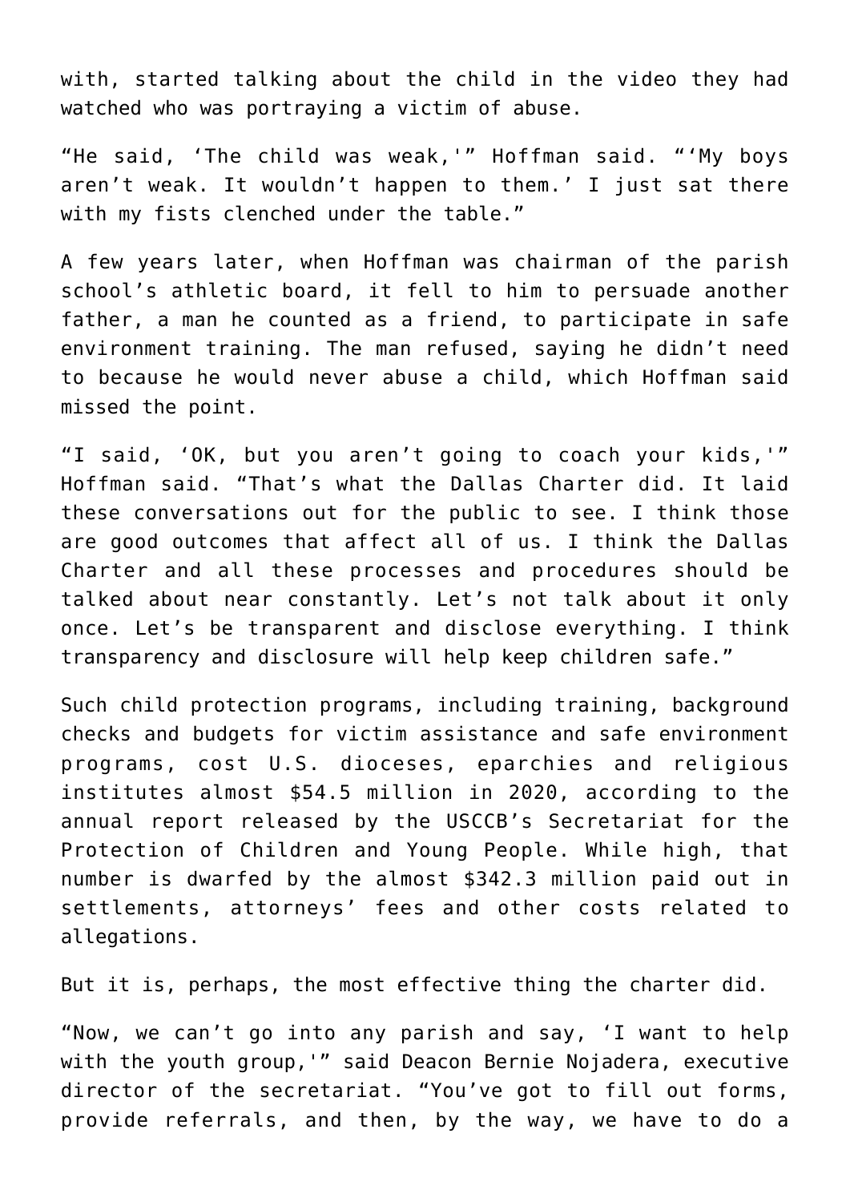with, started talking about the child in the video they had watched who was portraying a victim of abuse.

"He said, 'The child was weak,'" Hoffman said. "'My boys aren't weak. It wouldn't happen to them.' I just sat there with my fists clenched under the table."

A few years later, when Hoffman was chairman of the parish school's athletic board, it fell to him to persuade another father, a man he counted as a friend, to participate in safe environment training. The man refused, saying he didn't need to because he would never abuse a child, which Hoffman said missed the point.

"I said, 'OK, but you aren't going to coach your kids,'" Hoffman said. "That's what the Dallas Charter did. It laid these conversations out for the public to see. I think those are good outcomes that affect all of us. I think the Dallas Charter and all these processes and procedures should be talked about near constantly. Let's not talk about it only once. Let's be transparent and disclose everything. I think transparency and disclosure will help keep children safe."

Such child protection programs, including training, background checks and budgets for victim assistance and safe environment programs, cost U.S. dioceses, eparchies and religious institutes almost $54.5 million in 2020, according to the annual report released by the USCCB's Secretariat for the Protection of Children and Young People. While high, that number is dwarfed by the almost $342.3 million paid out in settlements, attorneys' fees and other costs related to allegations.

But it is, perhaps, the most effective thing the charter did.

"Now, we can't go into any parish and say, 'I want to help with the youth group,'" said Deacon Bernie Nojadera, executive director of the secretariat. "You've got to fill out forms, provide referrals, and then, by the way, we have to do a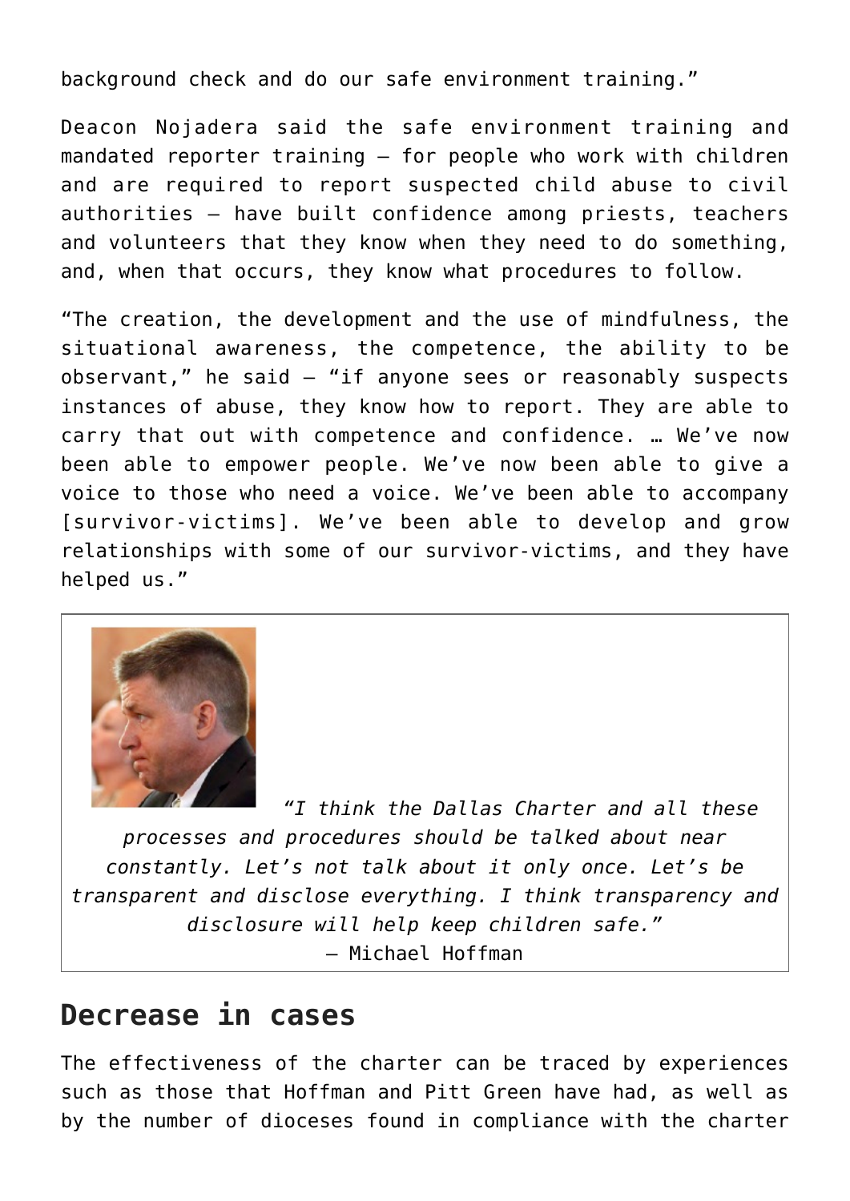background check and do our safe environment training."

Deacon Nojadera said the safe environment training and mandated reporter training — for people who work with children and are required to report suspected child abuse to civil authorities — have built confidence among priests, teachers and volunteers that they know when they need to do something, and, when that occurs, they know what procedures to follow.

"The creation, the development and the use of mindfulness, the situational awareness, the competence, the ability to be observant," he said — "if anyone sees or reasonably suspects instances of abuse, they know how to report. They are able to carry that out with competence and confidence. … We've now been able to empower people. We've now been able to give a voice to those who need a voice. We've been able to accompany [survivor-victims]. We've been able to develop and grow relationships with some of our survivor-victims, and they have helped us."

> *"I think the Dallas Charter and all these processes and procedures should be talked about near constantly. Let's not talk about it only once. Let's be transparent and disclose everything. I think transparency and disclosure will help keep children safe."*
> — Michael Hoffman

## Decrease in cases

The effectiveness of the charter can be traced by experiences such as those that Hoffman and Pitt Green have had, as well as by the number of dioceses found in compliance with the charter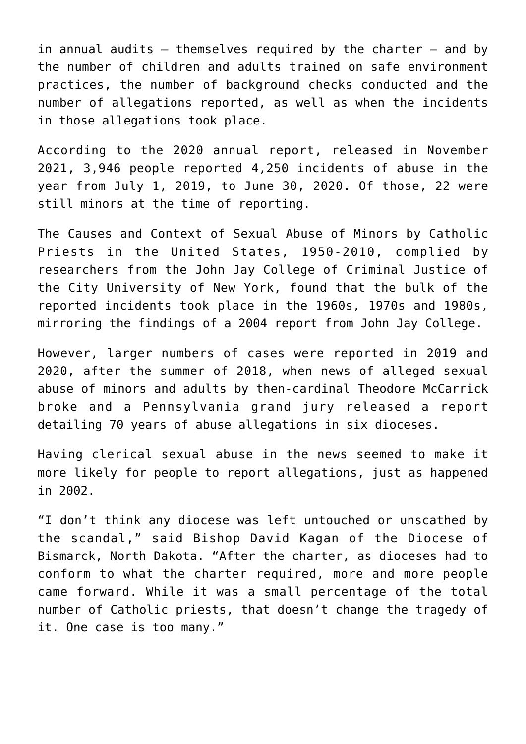in annual audits — themselves required by the charter — and by the number of children and adults trained on safe environment practices, the number of background checks conducted and the number of allegations reported, as well as when the incidents in those allegations took place.

According to the 2020 annual report, released in November 2021, 3,946 people reported 4,250 incidents of abuse in the year from July 1, 2019, to June 30, 2020. Of those, 22 were still minors at the time of reporting.

The Causes and Context of Sexual Abuse of Minors by Catholic Priests in the United States, 1950-2010, complied by researchers from the John Jay College of Criminal Justice of the City University of New York, found that the bulk of the reported incidents took place in the 1960s, 1970s and 1980s, mirroring the findings of a 2004 report from John Jay College.

However, larger numbers of cases were reported in 2019 and 2020, after the summer of 2018, when news of alleged sexual abuse of minors and adults by then-cardinal Theodore McCarrick broke and a Pennsylvania grand jury released a report detailing 70 years of abuse allegations in six dioceses.

Having clerical sexual abuse in the news seemed to make it more likely for people to report allegations, just as happened in 2002.

"I don't think any diocese was left untouched or unscathed by the scandal," said Bishop David Kagan of the Diocese of Bismarck, North Dakota. "After the charter, as dioceses had to conform to what the charter required, more and more people came forward. While it was a small percentage of the total number of Catholic priests, that doesn't change the tragedy of it. One case is too many."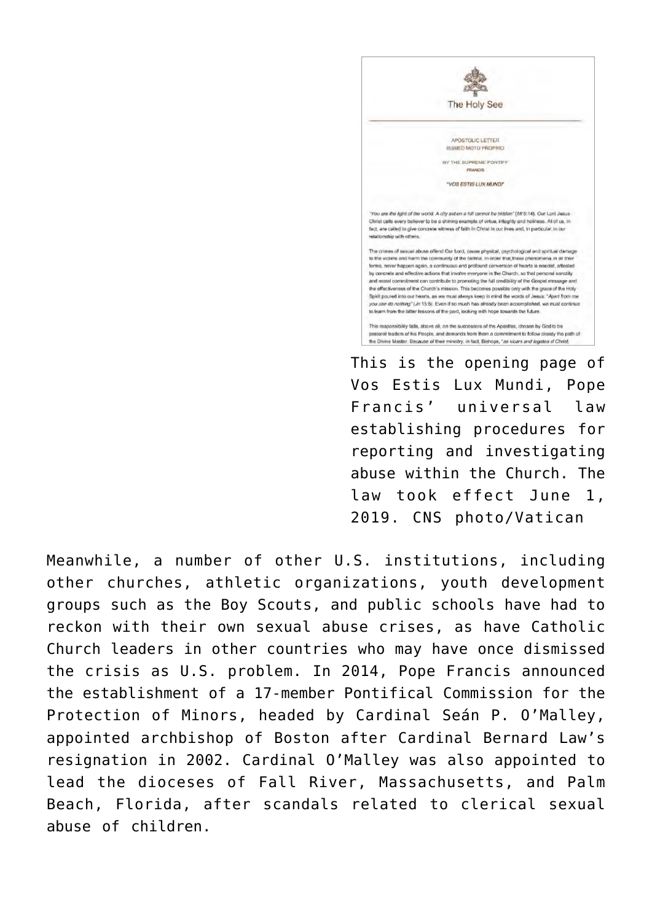This is the opening page of Vos Estis Lux Mundi, Pope Francis' universal law establishing procedures for reporting and investigating abuse within the Church. The law took effect June 1, 2019. CNS photo/Vatican

Meanwhile, a number of other U.S. institutions, including other churches, athletic organizations, youth development groups such as the Boy Scouts, and public schools have had to reckon with their own sexual abuse crises, as have Catholic Church leaders in other countries who may have once dismissed the crisis as U.S. problem. In 2014, Pope Francis announced the establishment of a 17-member Pontifical Commission for the Protection of Minors, headed by Cardinal Seán P. O'Malley, appointed archbishop of Boston after Cardinal Bernard Law's resignation in 2002. Cardinal O'Malley was also appointed to lead the dioceses of Fall River, Massachusetts, and Palm Beach, Florida, after scandals related to clerical sexual abuse of children.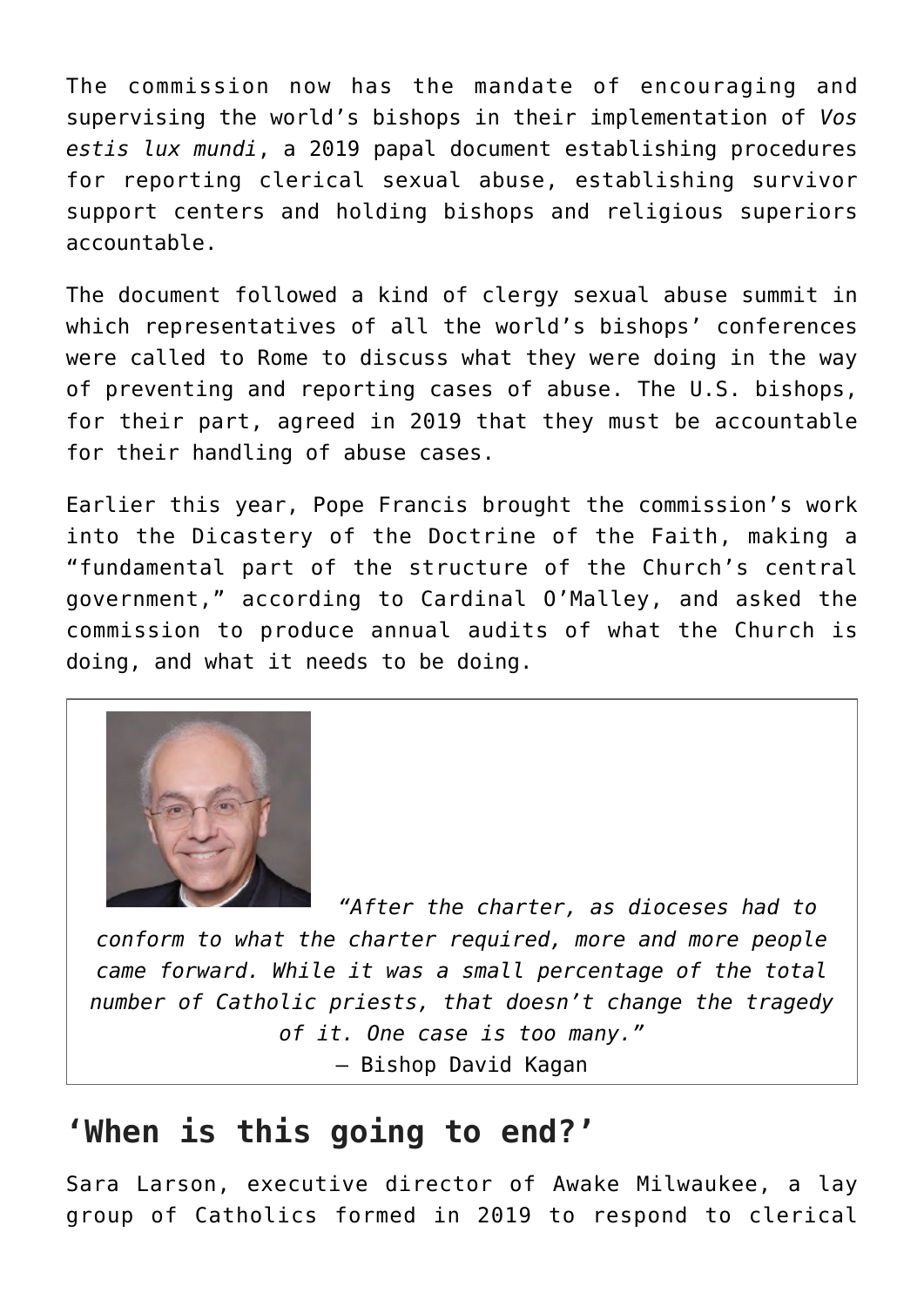The commission now has the mandate of encouraging and supervising the world's bishops in their implementation of *Vos estis lux mundi*, a 2019 papal document establishing procedures for reporting clerical sexual abuse, establishing survivor support centers and holding bishops and religious superiors accountable.

The document followed a kind of clergy sexual abuse summit in which representatives of all the world's bishops' conferences were called to Rome to discuss what they were doing in the way of preventing and reporting cases of abuse. The U.S. bishops, for their part, agreed in 2019 that they must be accountable for their handling of abuse cases.

Earlier this year, Pope Francis brought the commission's work into the Dicastery of the Doctrine of the Faith, making a "fundamental part of the structure of the Church's central government," according to Cardinal O'Malley, and asked the commission to produce annual audits of what the Church is doing, and what it needs to be doing.

> *"After the charter, as dioceses had to conform to what the charter required, more and more people came forward. While it was a small percentage of the total number of Catholic priests, that doesn't change the tragedy of it. One case is too many."*
> — Bishop David Kagan

## 'When is this going to end?'

Sara Larson, executive director of Awake Milwaukee, a lay group of Catholics formed in 2019 to respond to clerical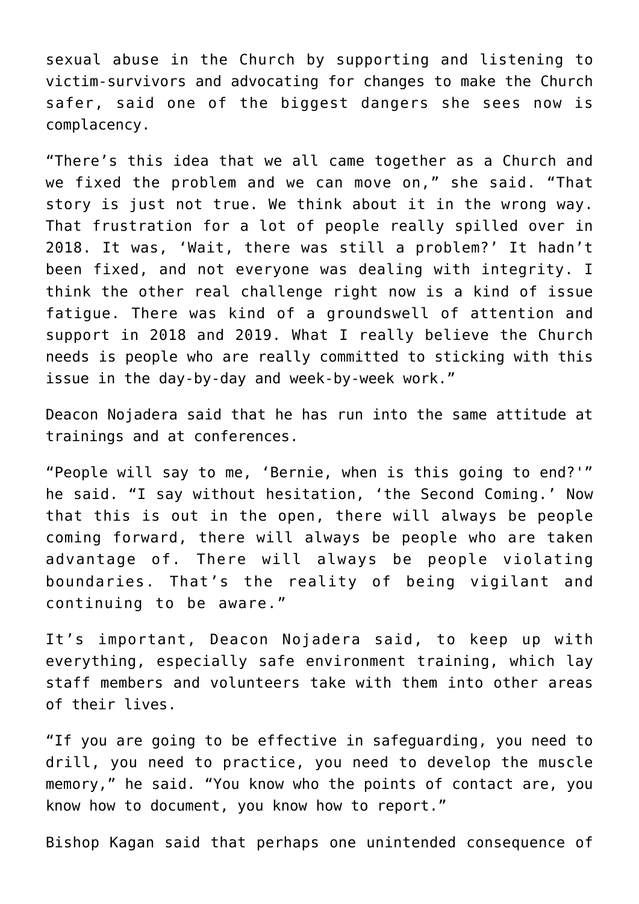sexual abuse in the Church by supporting and listening to victim-survivors and advocating for changes to make the Church safer, said one of the biggest dangers she sees now is complacency.

“There’s this idea that we all came together as a Church and we fixed the problem and we can move on,” she said. “That story is just not true. We think about it in the wrong way. That frustration for a lot of people really spilled over in 2018. It was, ‘Wait, there was still a problem?’ It hadn’t been fixed, and not everyone was dealing with integrity. I think the other real challenge right now is a kind of issue fatigue. There was kind of a groundswell of attention and support in 2018 and 2019. What I really believe the Church needs is people who are really committed to sticking with this issue in the day-by-day and week-by-week work.”

Deacon Nojadera said that he has run into the same attitude at trainings and at conferences.

“People will say to me, ‘Bernie, when is this going to end?'” he said. “I say without hesitation, ‘the Second Coming.’ Now that this is out in the open, there will always be people coming forward, there will always be people who are taken advantage of. There will always be people violating boundaries. That’s the reality of being vigilant and continuing to be aware.”

It’s important, Deacon Nojadera said, to keep up with everything, especially safe environment training, which lay staff members and volunteers take with them into other areas of their lives.

“If you are going to be effective in safeguarding, you need to drill, you need to practice, you need to develop the muscle memory,” he said. “You know who the points of contact are, you know how to document, you know how to report.”

Bishop Kagan said that perhaps one unintended consequence of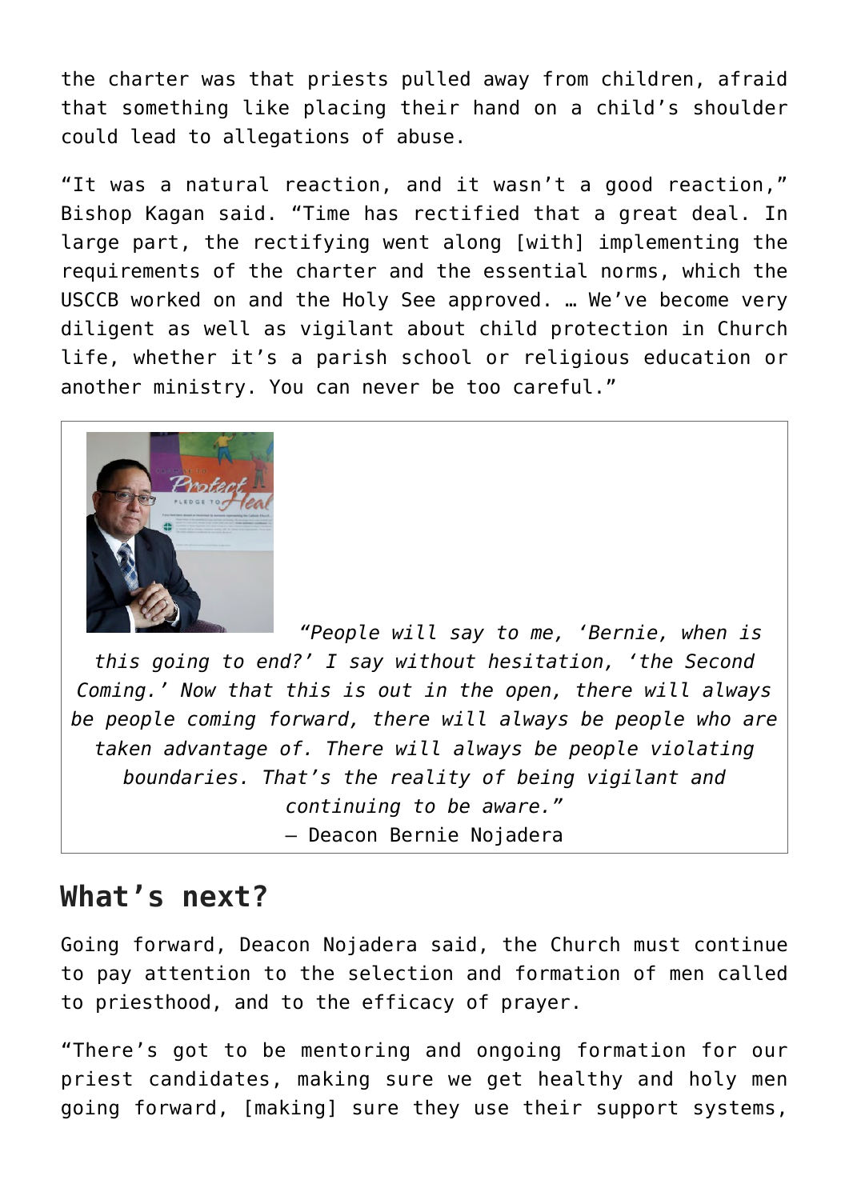the charter was that priests pulled away from children, afraid that something like placing their hand on a child's shoulder could lead to allegations of abuse.

"It was a natural reaction, and it wasn't a good reaction," Bishop Kagan said. "Time has rectified that a great deal. In large part, the rectifying went along [with] implementing the requirements of the charter and the essential norms, which the USCCB worked on and the Holy See approved. … We've become very diligent as well as vigilant about child protection in Church life, whether it's a parish school or religious education or another ministry. You can never be too careful."

*"People will say to me, 'Bernie, when is this going to end?' I say without hesitation, 'the Second Coming.' Now that this is out in the open, there will always be people coming forward, there will always be people who are taken advantage of. There will always be people violating boundaries. That's the reality of being vigilant and continuing to be aware."*
— Deacon Bernie Nojadera

## What's next?

Going forward, Deacon Nojadera said, the Church must continue to pay attention to the selection and formation of men called to priesthood, and to the efficacy of prayer.

"There's got to be mentoring and ongoing formation for our priest candidates, making sure we get healthy and holy men going forward, [making] sure they use their support systems,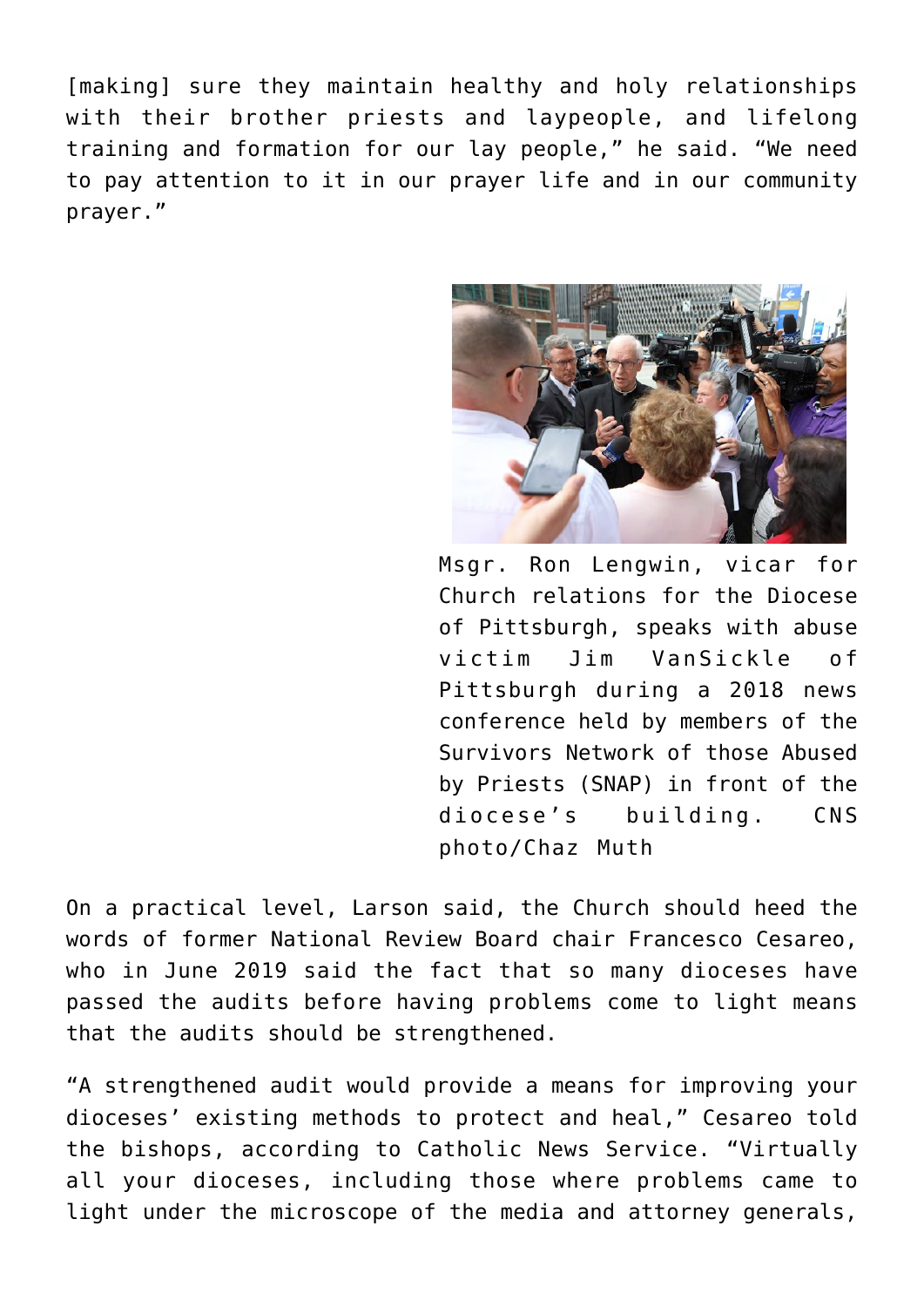[making] sure they maintain healthy and holy relationships with their brother priests and laypeople, and lifelong training and formation for our lay people," he said. "We need to pay attention to it in our prayer life and in our community prayer."

Msgr. Ron Lengwin, vicar for Church relations for the Diocese of Pittsburgh, speaks with abuse victim Jim VanSickle of Pittsburgh during a 2018 news conference held by members of the Survivors Network of those Abused by Priests (SNAP) in front of the diocese's building. CNS photo/Chaz Muth

On a practical level, Larson said, the Church should heed the words of former National Review Board chair Francesco Cesareo, who in June 2019 said the fact that so many dioceses have passed the audits before having problems come to light means that the audits should be strengthened.

"A strengthened audit would provide a means for improving your dioceses' existing methods to protect and heal," Cesareo told the bishops, according to Catholic News Service. "Virtually all your dioceses, including those where problems came to light under the microscope of the media and attorney generals,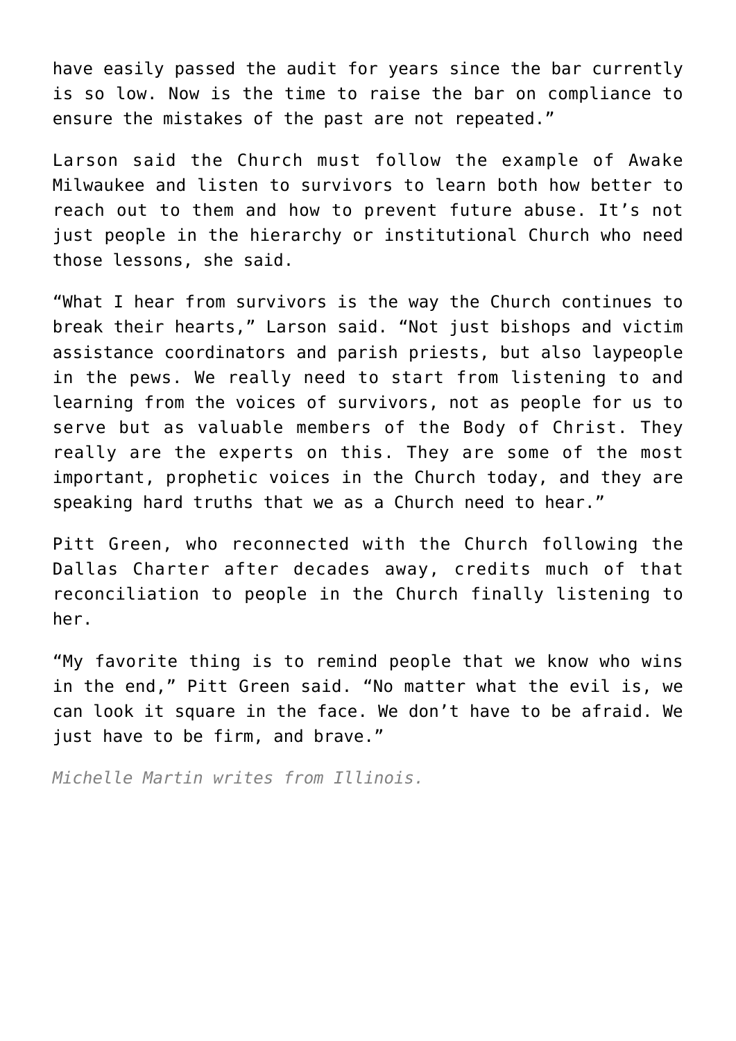have easily passed the audit for years since the bar currently is so low. Now is the time to raise the bar on compliance to ensure the mistakes of the past are not repeated."

Larson said the Church must follow the example of Awake Milwaukee and listen to survivors to learn both how better to reach out to them and how to prevent future abuse. It's not just people in the hierarchy or institutional Church who need those lessons, she said.

"What I hear from survivors is the way the Church continues to break their hearts," Larson said. "Not just bishops and victim assistance coordinators and parish priests, but also laypeople in the pews. We really need to start from listening to and learning from the voices of survivors, not as people for us to serve but as valuable members of the Body of Christ. They really are the experts on this. They are some of the most important, prophetic voices in the Church today, and they are speaking hard truths that we as a Church need to hear."

Pitt Green, who reconnected with the Church following the Dallas Charter after decades away, credits much of that reconciliation to people in the Church finally listening to her.

"My favorite thing is to remind people that we know who wins in the end," Pitt Green said. "No matter what the evil is, we can look it square in the face. We don't have to be afraid. We just have to be firm, and brave."

*Michelle Martin writes from Illinois.*